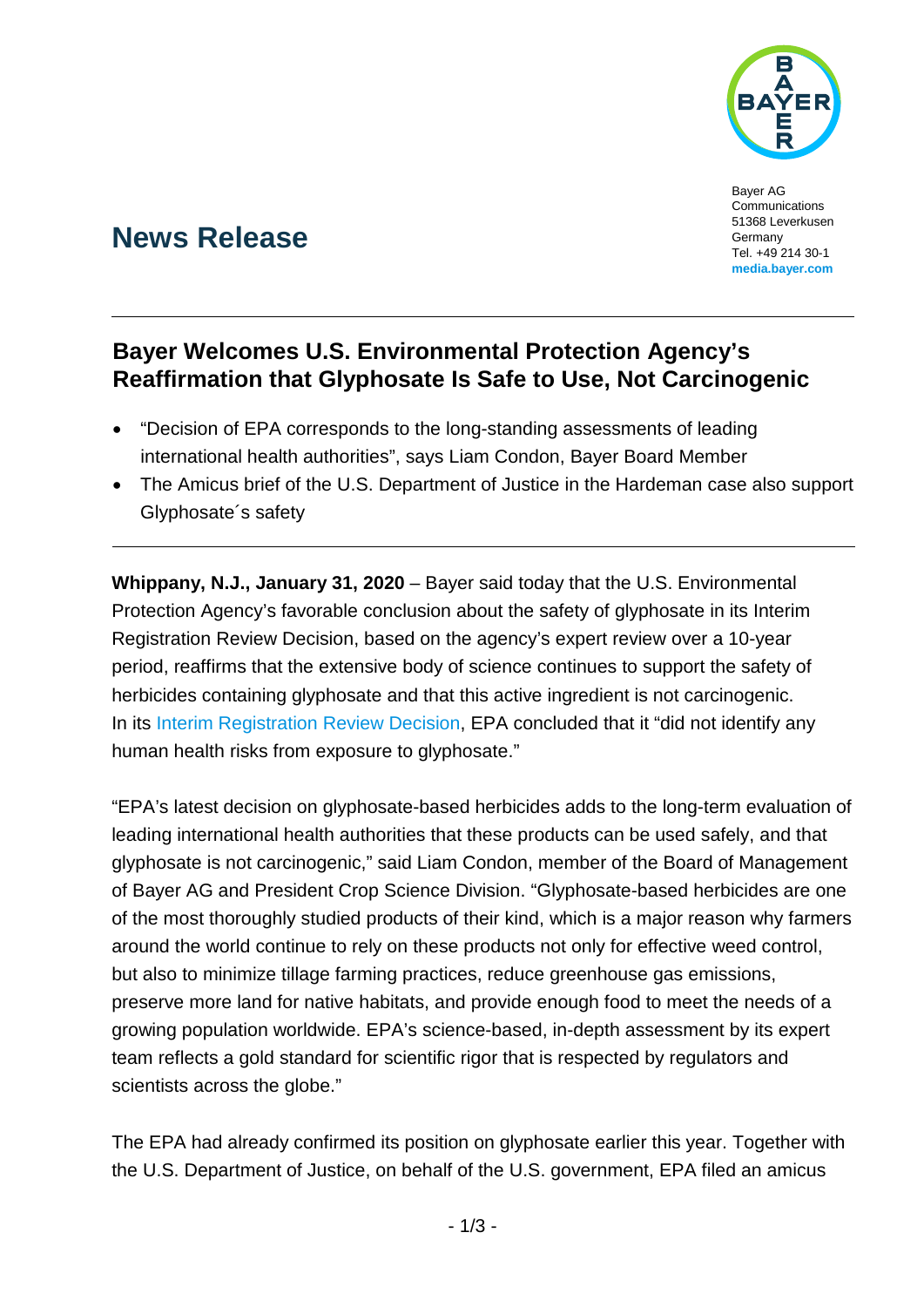Bayer AG
Communications
51368 Leverkusen
Germany
Tel. +49 214 30-1
**media.bayer.com**

# News Release

## Bayer Welcomes U.S. Environmental Protection Agency's Reaffirmation that Glyphosate Is Safe to Use, Not Carcinogenic

- "Decision of EPA corresponds to the long-standing assessments of leading international health authorities", says Liam Condon, Bayer Board Member
- The Amicus brief of the U.S. Department of Justice in the Hardeman case also support Glyphosate´s safety

**Whippany, N.J., January 31, 2020** – Bayer said today that the U.S. Environmental Protection Agency's favorable conclusion about the safety of glyphosate in its Interim Registration Review Decision, based on the agency's expert review over a 10-year period, reaffirms that the extensive body of science continues to support the safety of herbicides containing glyphosate and that this active ingredient is not carcinogenic. In its Interim Registration Review Decision, EPA concluded that it "did not identify any human health risks from exposure to glyphosate."

"EPA's latest decision on glyphosate-based herbicides adds to the long-term evaluation of leading international health authorities that these products can be used safely, and that glyphosate is not carcinogenic," said Liam Condon, member of the Board of Management of Bayer AG and President Crop Science Division. "Glyphosate-based herbicides are one of the most thoroughly studied products of their kind, which is a major reason why farmers around the world continue to rely on these products not only for effective weed control, but also to minimize tillage farming practices, reduce greenhouse gas emissions, preserve more land for native habitats, and provide enough food to meet the needs of a growing population worldwide. EPA's science-based, in-depth assessment by its expert team reflects a gold standard for scientific rigor that is respected by regulators and scientists across the globe."

The EPA had already confirmed its position on glyphosate earlier this year. Together with the U.S. Department of Justice, on behalf of the U.S. government, EPA filed an amicus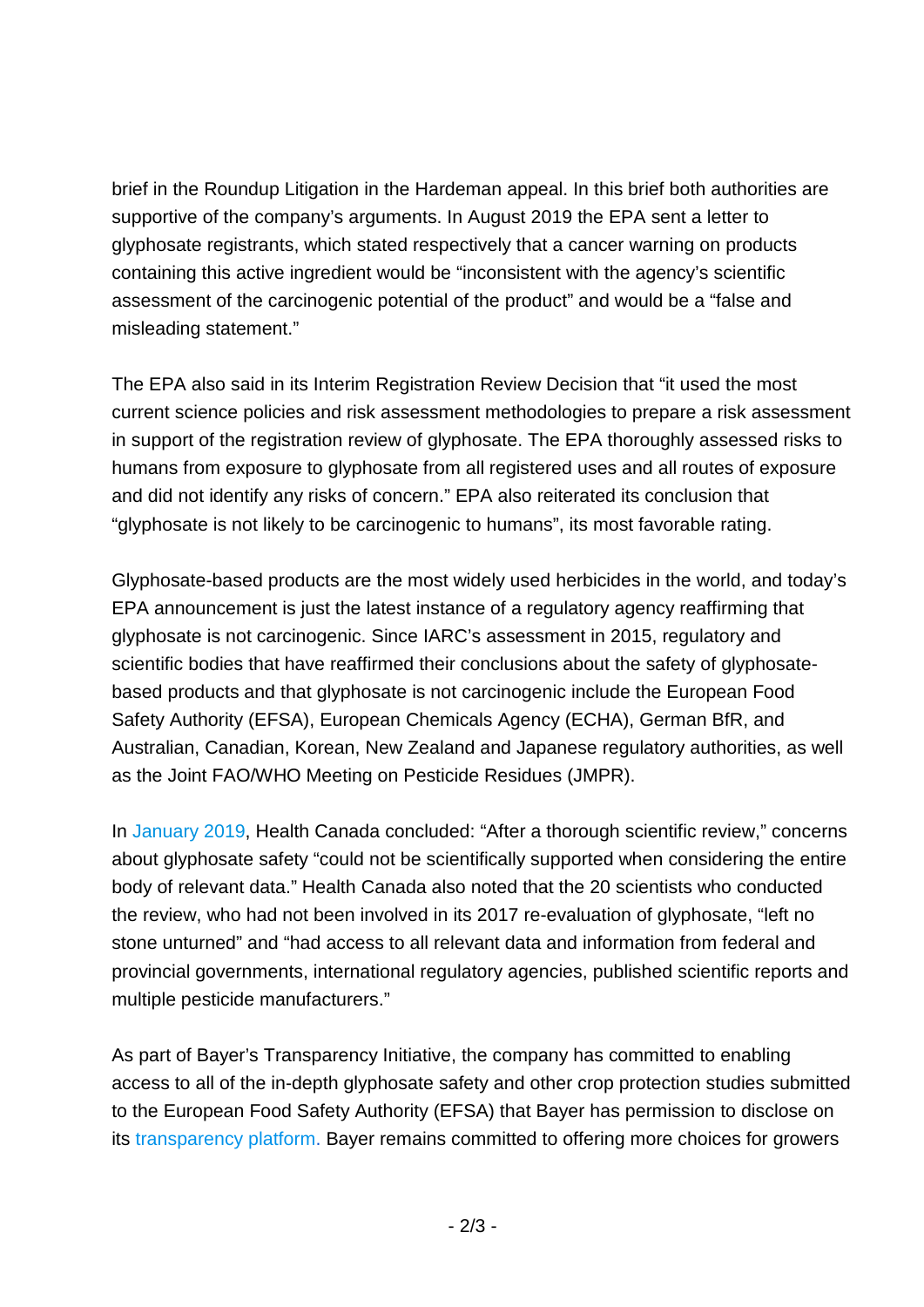brief in the Roundup Litigation in the Hardeman appeal. In this brief both authorities are supportive of the company's arguments. In August 2019 the EPA sent a letter to glyphosate registrants, which stated respectively that a cancer warning on products containing this active ingredient would be "inconsistent with the agency's scientific assessment of the carcinogenic potential of the product" and would be a "false and misleading statement."

The EPA also said in its Interim Registration Review Decision that "it used the most current science policies and risk assessment methodologies to prepare a risk assessment in support of the registration review of glyphosate. The EPA thoroughly assessed risks to humans from exposure to glyphosate from all registered uses and all routes of exposure and did not identify any risks of concern." EPA also reiterated its conclusion that "glyphosate is not likely to be carcinogenic to humans", its most favorable rating.

Glyphosate-based products are the most widely used herbicides in the world, and today's EPA announcement is just the latest instance of a regulatory agency reaffirming that glyphosate is not carcinogenic. Since IARC's assessment in 2015, regulatory and scientific bodies that have reaffirmed their conclusions about the safety of glyphosate-based products and that glyphosate is not carcinogenic include the European Food Safety Authority (EFSA), European Chemicals Agency (ECHA), German BfR, and Australian, Canadian, Korean, New Zealand and Japanese regulatory authorities, as well as the Joint FAO/WHO Meeting on Pesticide Residues (JMPR).

In January 2019, Health Canada concluded: "After a thorough scientific review," concerns about glyphosate safety "could not be scientifically supported when considering the entire body of relevant data." Health Canada also noted that the 20 scientists who conducted the review, who had not been involved in its 2017 re-evaluation of glyphosate, "left no stone unturned" and "had access to all relevant data and information from federal and provincial governments, international regulatory agencies, published scientific reports and multiple pesticide manufacturers."

As part of Bayer's Transparency Initiative, the company has committed to enabling access to all of the in-depth glyphosate safety and other crop protection studies submitted to the European Food Safety Authority (EFSA) that Bayer has permission to disclose on its transparency platform. Bayer remains committed to offering more choices for growers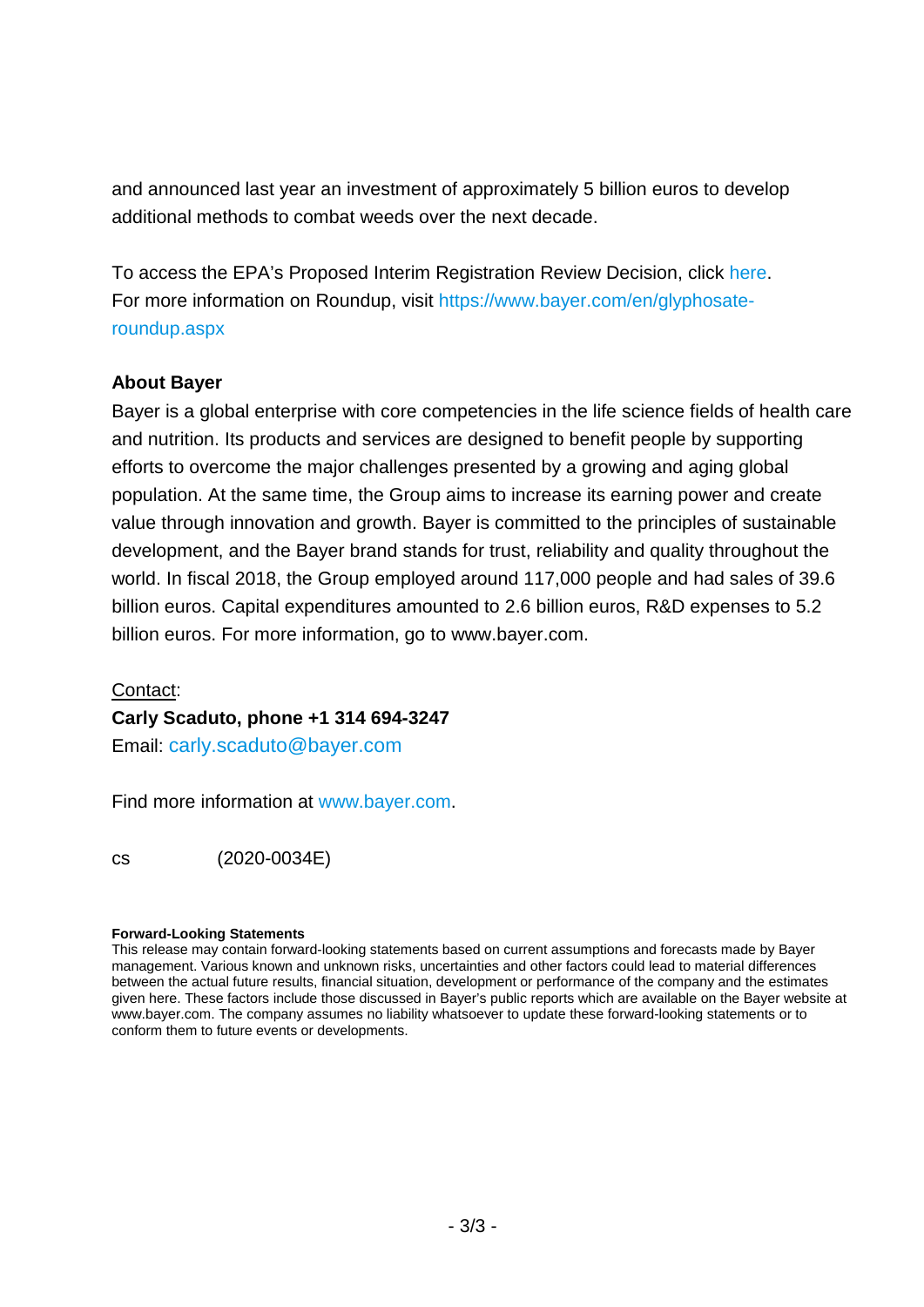and announced last year an investment of approximately 5 billion euros to develop additional methods to combat weeds over the next decade.

To access the EPA's Proposed Interim Registration Review Decision, click here.
For more information on Roundup, visit https://www.bayer.com/en/glyphosate-roundup.aspx

**About Bayer**

Bayer is a global enterprise with core competencies in the life science fields of health care and nutrition. Its products and services are designed to benefit people by supporting efforts to overcome the major challenges presented by a growing and aging global population. At the same time, the Group aims to increase its earning power and create value through innovation and growth. Bayer is committed to the principles of sustainable development, and the Bayer brand stands for trust, reliability and quality throughout the world. In fiscal 2018, the Group employed around 117,000 people and had sales of 39.6 billion euros. Capital expenditures amounted to 2.6 billion euros, R&D expenses to 5.2 billion euros. For more information, go to www.bayer.com.

Contact:
**Carly Scaduto, phone +1 314 694-3247**
Email: carly.scaduto@bayer.com

Find more information at www.bayer.com.

cs (2020-0034E)

**Forward-Looking Statements**
This release may contain forward-looking statements based on current assumptions and forecasts made by Bayer management. Various known and unknown risks, uncertainties and other factors could lead to material differences between the actual future results, financial situation, development or performance of the company and the estimates given here. These factors include those discussed in Bayer's public reports which are available on the Bayer website at www.bayer.com. The company assumes no liability whatsoever to update these forward-looking statements or to conform them to future events or developments.